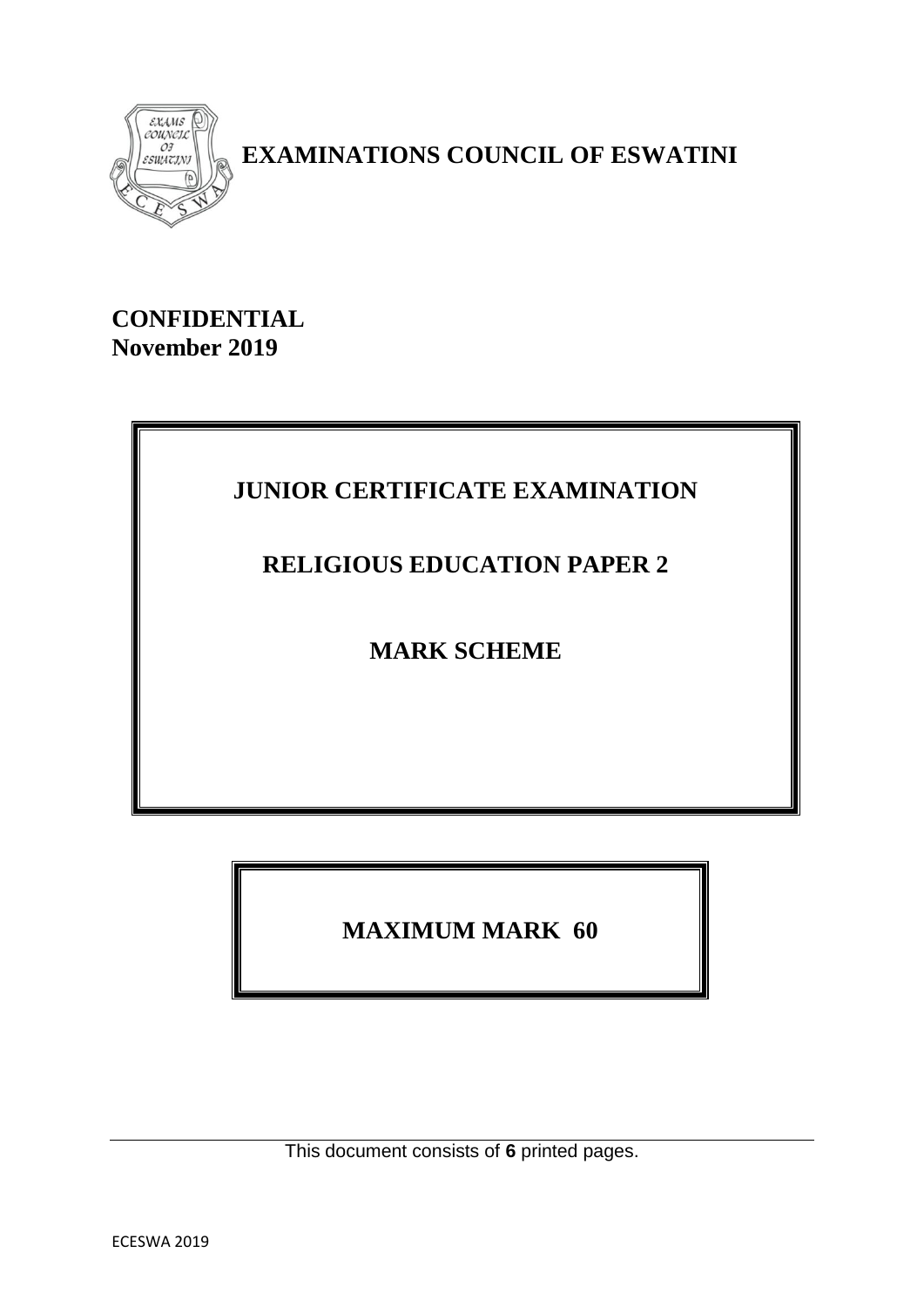# EXAMINATIONS COUNCIL OF ESWATINI

**CONFIDENTIAL**
**November 2019**

## JUNIOR CERTIFICATE EXAMINATION

## RELIGIOUS EDUCATION PAPER 2

## MARK SCHEME

**MAXIMUM MARK 60**

This document consists of **6** printed pages.

ECESWA 2019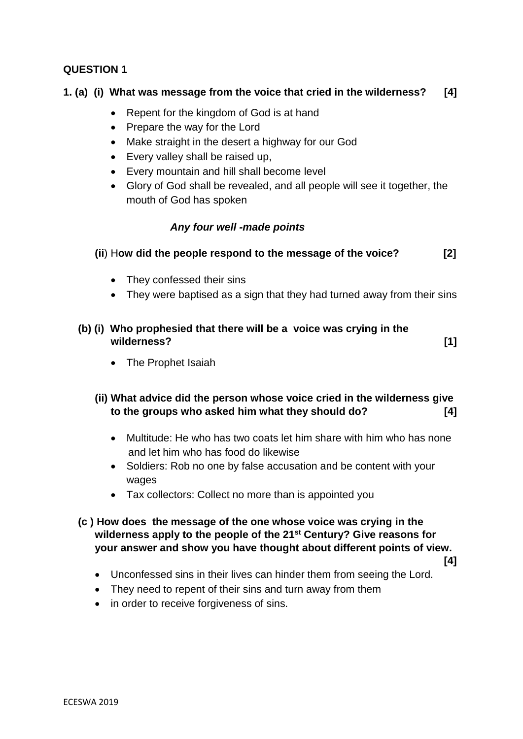**QUESTION 1**

**1. (a) (i) What was message from the voice that cried in the wilderness? [4]**

- Repent for the kingdom of God is at hand
- Prepare the way for the Lord
- Make straight in the desert a highway for our God
- Every valley shall be raised up,
- Every mountain and hill shall become level
- Glory of God shall be revealed, and all people will see it together, the mouth of God has spoken

***Any four well -made points***

**(ii**) H**ow did the people respond to the message of the voice? [2]**

- They confessed their sins
- They were baptised as a sign that they had turned away from their sins

**(b) (i) Who prophesied that there will be a voice was crying in the wilderness? [1]**

- The Prophet Isaiah

**(ii) What advice did the person whose voice cried in the wilderness give to the groups who asked him what they should do? [4]**

- Multitude: He who has two coats let him share with him who has none and let him who has food do likewise
- Soldiers: Rob no one by false accusation and be content with your wages
- Tax collectors: Collect no more than is appointed you

**(c ) How does the message of the one whose voice was crying in the wilderness apply to the people of the 21st Century? Give reasons for your answer and show you have thought about different points of view. [4]**

- Unconfessed sins in their lives can hinder them from seeing the Lord.
- They need to repent of their sins and turn away from them
- in order to receive forgiveness of sins.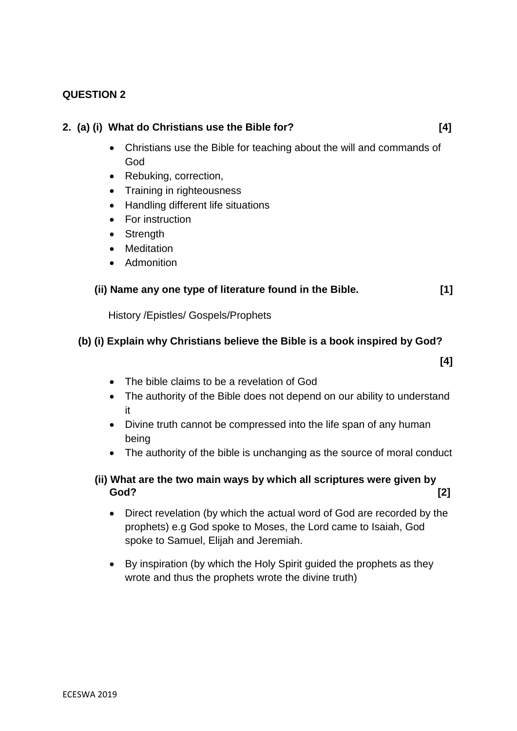**QUESTION 2**

**2. (a) (i) What do Christians use the Bible for? [4]**

- Christians use the Bible for teaching about the will and commands of God
- Rebuking, correction,
- Training in righteousness
- Handling different life situations
- For instruction
- Strength
- Meditation
- Admonition

**(ii) Name any one type of literature found in the Bible. [1]**

History /Epistles/ Gospels/Prophets

**(b) (i) Explain why Christians believe the Bible is a book inspired by God? [4]**

- The bible claims to be a revelation of God
- The authority of the Bible does not depend on our ability to understand it
- Divine truth cannot be compressed into the life span of any human being
- The authority of the bible is unchanging as the source of moral conduct

**(ii) What are the two main ways by which all scriptures were given by God? [2]**

- Direct revelation (by which the actual word of God are recorded by the prophets) e.g God spoke to Moses, the Lord came to Isaiah, God spoke to Samuel, Elijah and Jeremiah.
- By inspiration (by which the Holy Spirit guided the prophets as they wrote and thus the prophets wrote the divine truth)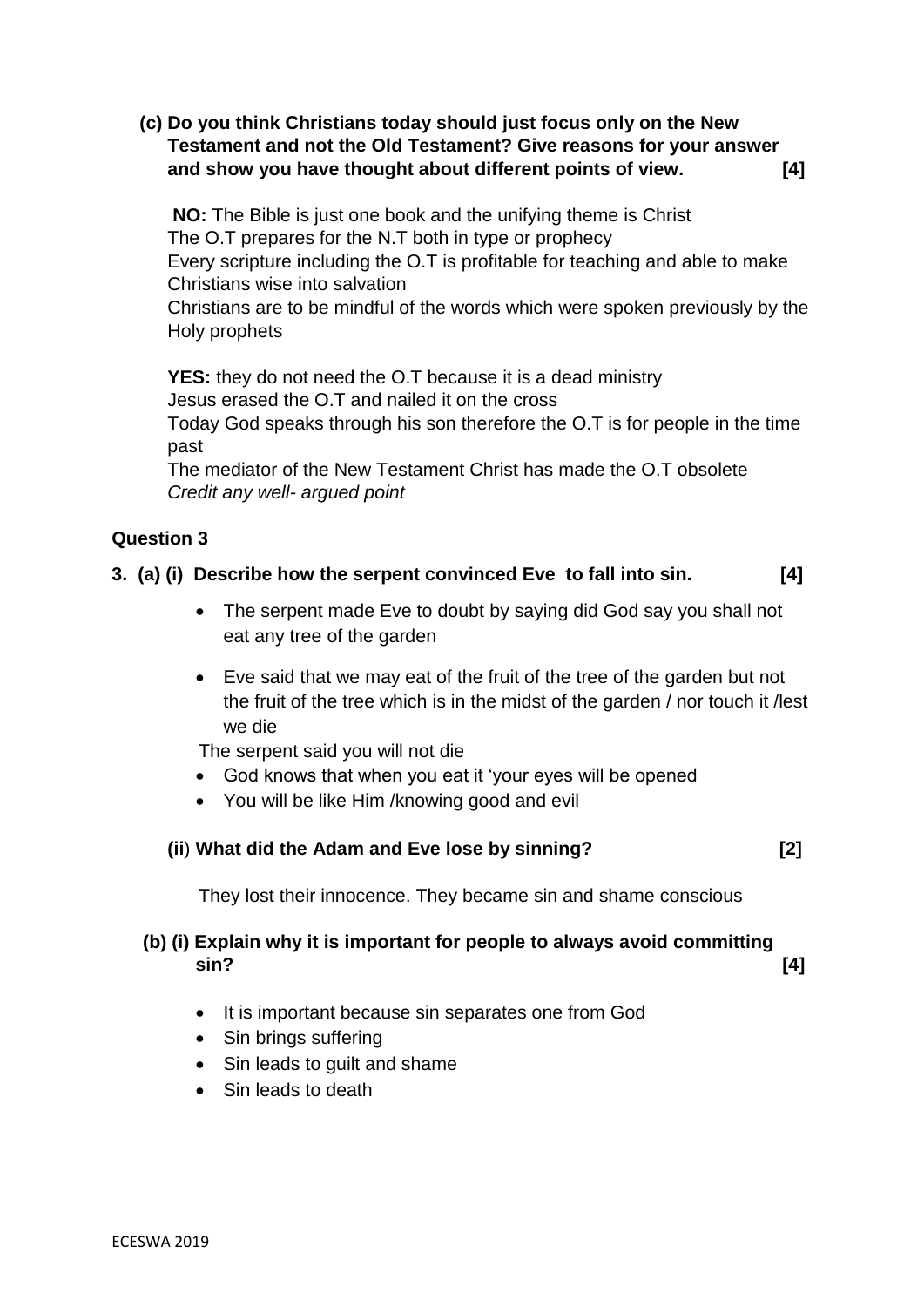**(c) Do you think Christians today should just focus only on the New Testament and not the Old Testament? Give reasons for your answer and show you have thought about different points of view. [4]**

**NO:** The Bible is just one book and the unifying theme is Christ
The O.T prepares for the N.T both in type or prophecy
Every scripture including the O.T is profitable for teaching and able to make Christians wise into salvation
Christians are to be mindful of the words which were spoken previously by the Holy prophets

**YES:** they do not need the O.T because it is a dead ministry
Jesus erased the O.T and nailed it on the cross
Today God speaks through his son therefore the O.T is for people in the time past
The mediator of the New Testament Christ has made the O.T obsolete
*Credit any well- argued point*

## Question 3

**3. (a) (i) Describe how the serpent convinced Eve to fall into sin. [4]**

- The serpent made Eve to doubt by saying did God say you shall not eat any tree of the garden
- Eve said that we may eat of the fruit of the tree of the garden but not the fruit of the tree which is in the midst of the garden / nor touch it /lest we die

The serpent said you will not die

- God knows that when you eat it 'your eyes will be opened
- You will be like Him /knowing good and evil

**(ii) What did the Adam and Eve lose by sinning? [2]**

They lost their innocence. They became sin and shame conscious

**(b) (i) Explain why it is important for people to always avoid committing sin? [4]**

- It is important because sin separates one from God
- Sin brings suffering
- Sin leads to guilt and shame
- Sin leads to death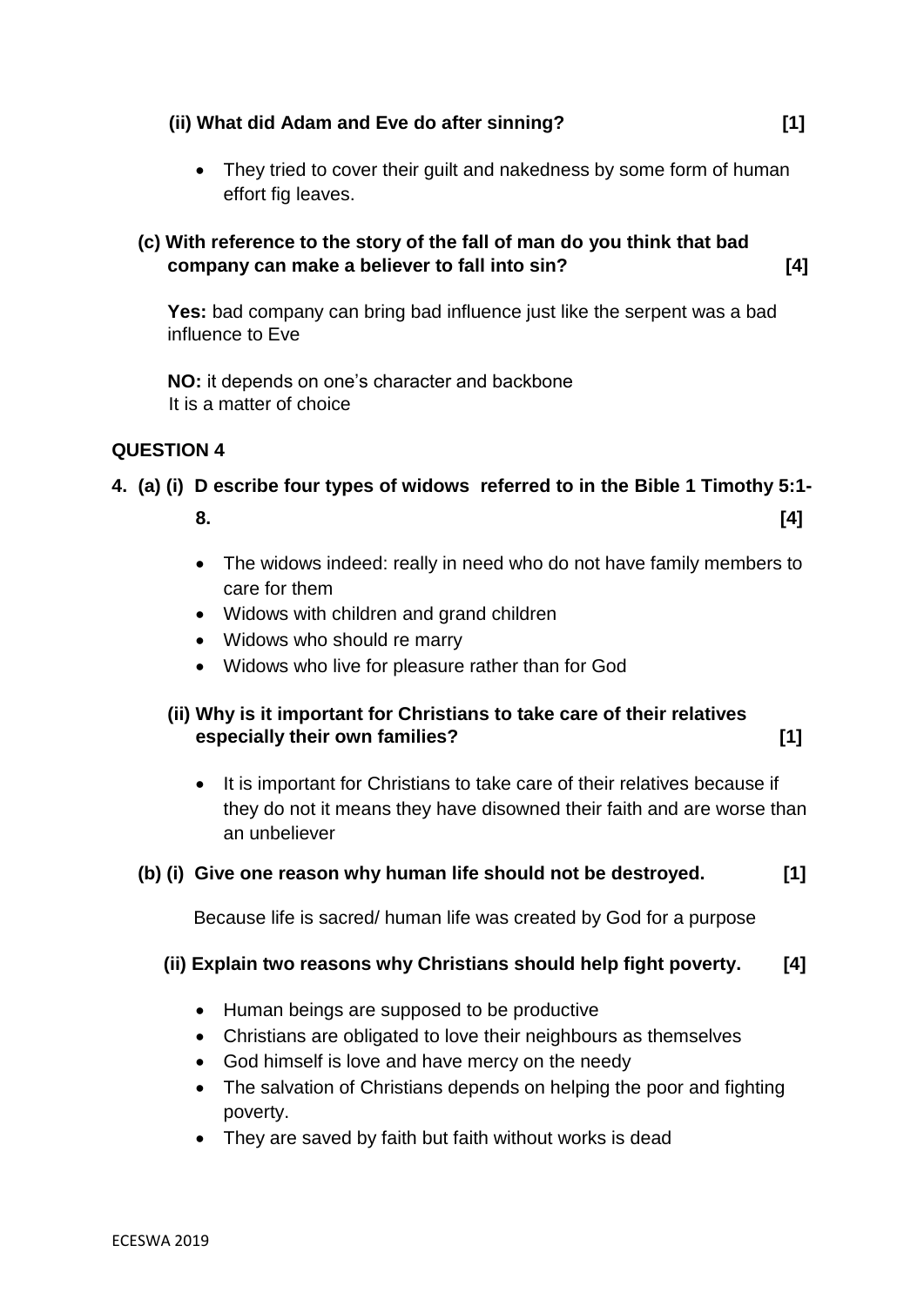**(ii) What did Adam and Eve do after sinning? [1]**

- They tried to cover their guilt and nakedness by some form of human effort fig leaves.

**(c) With reference to the story of the fall of man do you think that bad company can make a believer to fall into sin? [4]**

**Yes:** bad company can bring bad influence just like the serpent was a bad influence to Eve

**NO:** it depends on one's character and backbone
It is a matter of choice

## QUESTION 4

**4. (a) (i) D escribe four types of widows referred to in the Bible 1 Timothy 5:1-8. [4]**

- The widows indeed: really in need who do not have family members to care for them
- Widows with children and grand children
- Widows who should re marry
- Widows who live for pleasure rather than for God

**(ii) Why is it important for Christians to take care of their relatives especially their own families? [1]**

- It is important for Christians to take care of their relatives because if they do not it means they have disowned their faith and are worse than an unbeliever

**(b) (i) Give one reason why human life should not be destroyed. [1]**

Because life is sacred/ human life was created by God for a purpose

**(ii) Explain two reasons why Christians should help fight poverty. [4]**

- Human beings are supposed to be productive
- Christians are obligated to love their neighbours as themselves
- God himself is love and have mercy on the needy
- The salvation of Christians depends on helping the poor and fighting poverty.
- They are saved by faith but faith without works is dead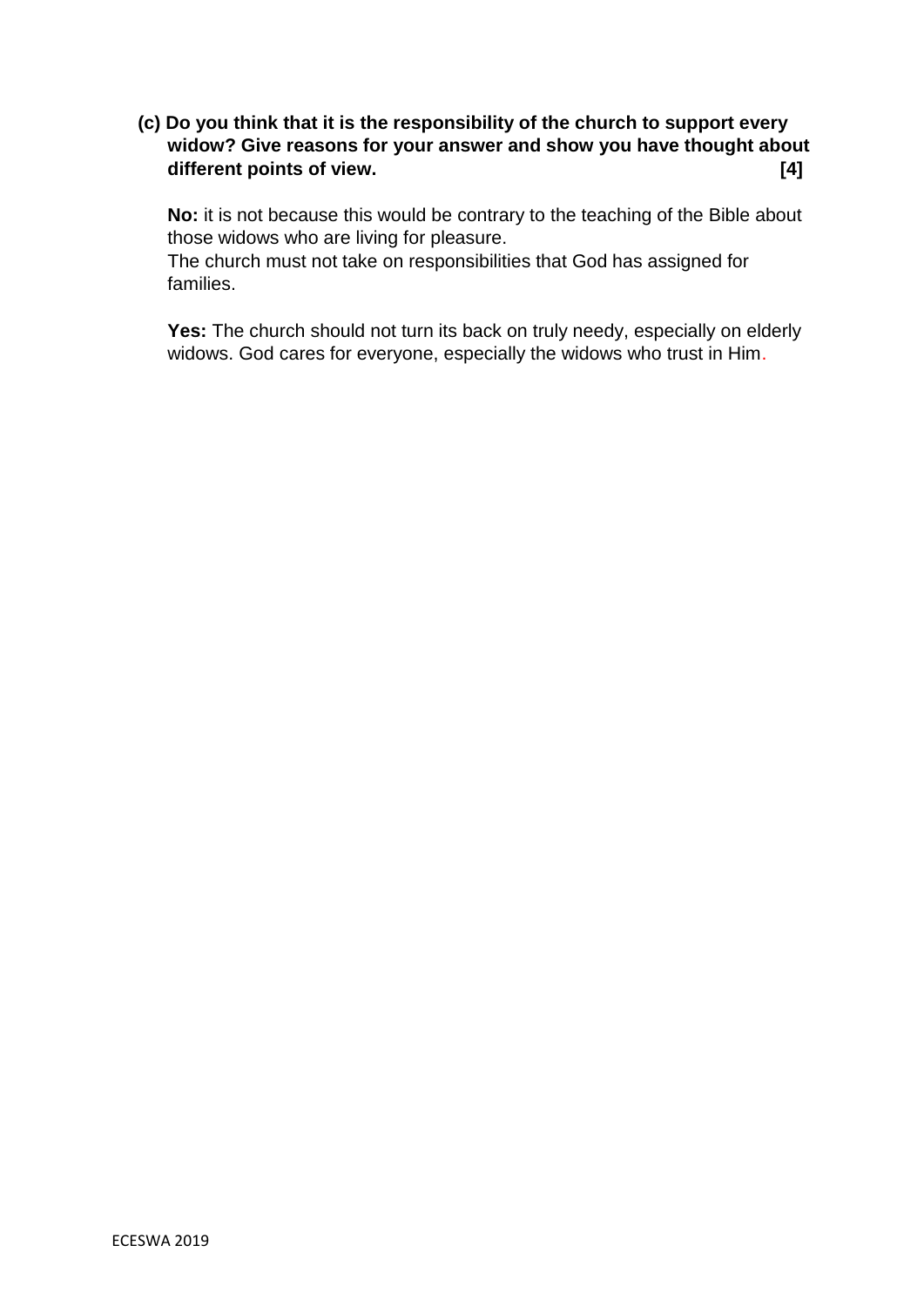**(c) Do you think that it is the responsibility of the church to support every widow? Give reasons for your answer and show you have thought about different points of view. [4]**

**No:** it is not because this would be contrary to the teaching of the Bible about those widows who are living for pleasure.
The church must not take on responsibilities that God has assigned for families.

**Yes:** The church should not turn its back on truly needy, especially on elderly widows. God cares for everyone, especially the widows who trust in Him.